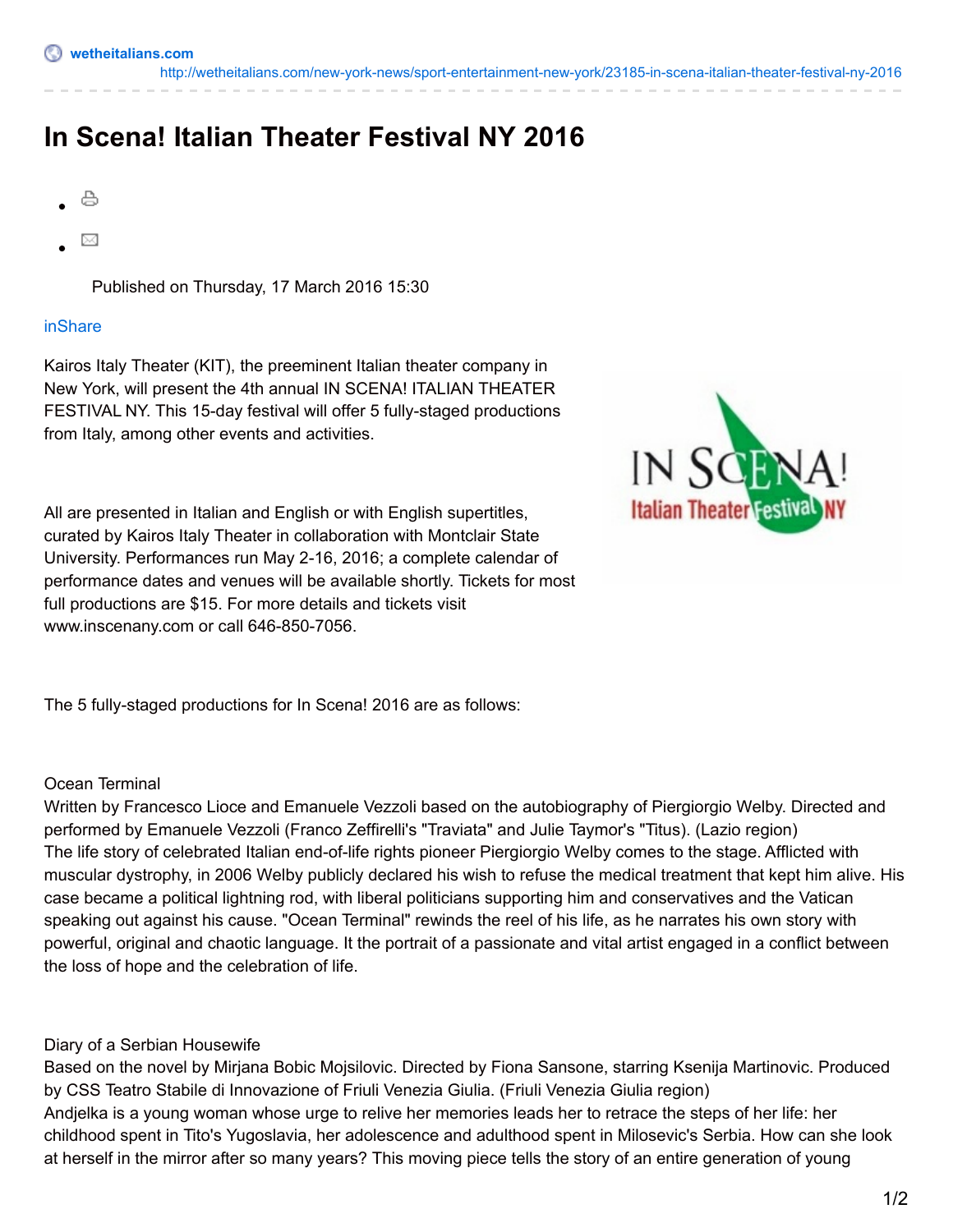wetheitalians.com
http://wetheitalians.com/new-york-news/sport-entertainment-new-york/23185-in-scena-italian-theater-festival-ny-2016

# In Scena! Italian Theater Festival NY 2016

Published on Thursday, 17 March 2016 15:30

inShare

Kairos Italy Theater (KIT), the preeminent Italian theater company in New York, will present the 4th annual IN SCENA! ITALIAN THEATER FESTIVAL NY. This 15-day festival will offer 5 fully-staged productions from Italy, among other events and activities.

All are presented in Italian and English or with English supertitles, curated by Kairos Italy Theater in collaboration with Montclair State University. Performances run May 2-16, 2016; a complete calendar of performance dates and venues will be available shortly. Tickets for most full productions are $15. For more details and tickets visit www.inscenany.com or call 646-850-7056.

The 5 fully-staged productions for In Scena! 2016 are as follows:

Ocean Terminal
Written by Francesco Lioce and Emanuele Vezzoli based on the autobiography of Piergiorgio Welby. Directed and performed by Emanuele Vezzoli (Franco Zeffirelli's "Traviata" and Julie Taymor's "Titus). (Lazio region)
The life story of celebrated Italian end-of-life rights pioneer Piergiorgio Welby comes to the stage. Afflicted with muscular dystrophy, in 2006 Welby publicly declared his wish to refuse the medical treatment that kept him alive. His case became a political lightning rod, with liberal politicians supporting him and conservatives and the Vatican speaking out against his cause. "Ocean Terminal" rewinds the reel of his life, as he narrates his own story with powerful, original and chaotic language. It the portrait of a passionate and vital artist engaged in a conflict between the loss of hope and the celebration of life.

Diary of a Serbian Housewife
Based on the novel by Mirjana Bobic Mojsilovic. Directed by Fiona Sansone, starring Ksenija Martinovic. Produced by CSS Teatro Stabile di Innovazione of Friuli Venezia Giulia. (Friuli Venezia Giulia region)
Andjelka is a young woman whose urge to relive her memories leads her to retrace the steps of her life: her childhood spent in Tito's Yugoslavia, her adolescence and adulthood spent in Milosevic's Serbia. How can she look at herself in the mirror after so many years? This moving piece tells the story of an entire generation of young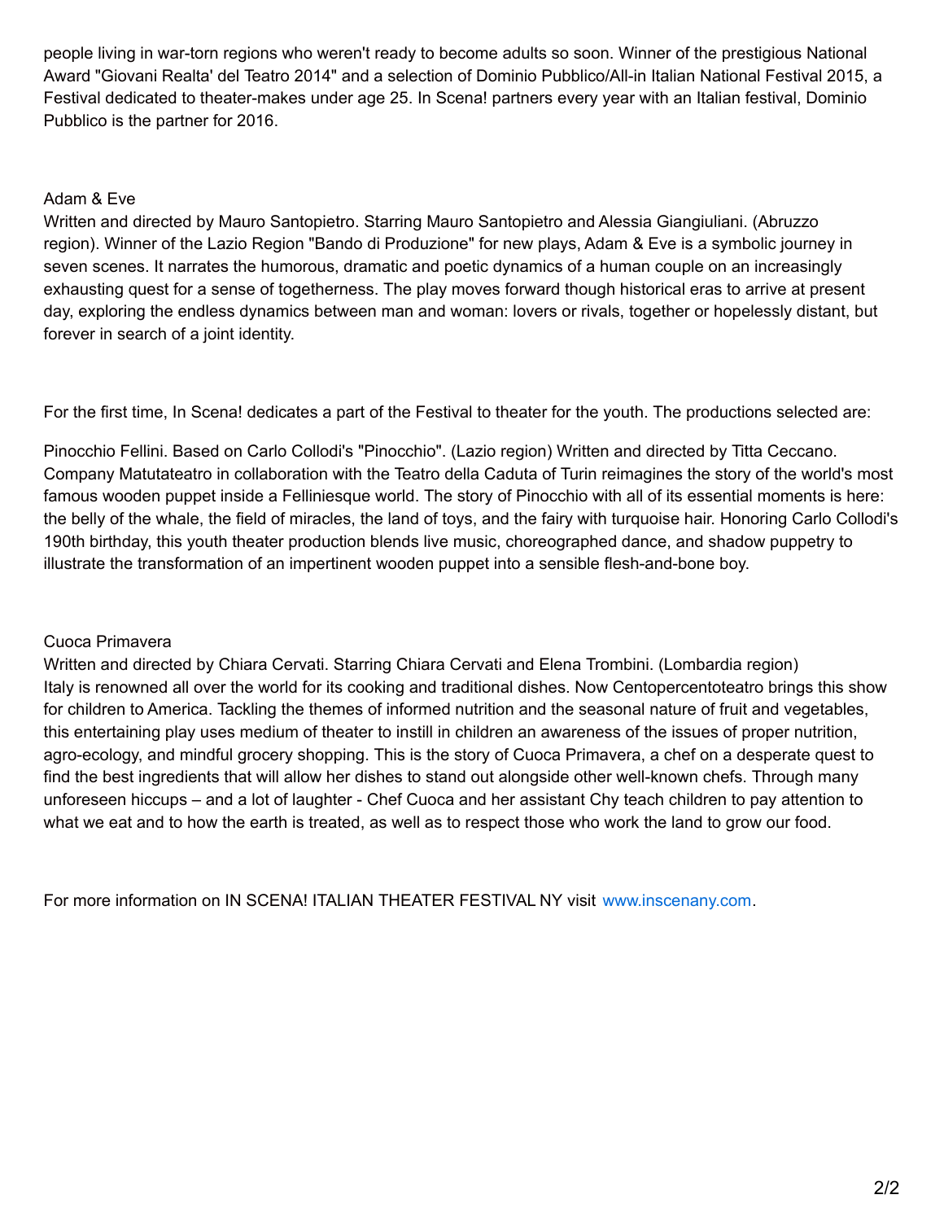people living in war-torn regions who weren't ready to become adults so soon. Winner of the prestigious National Award "Giovani Realta' del Teatro 2014" and a selection of Dominio Pubblico/All-in Italian National Festival 2015, a Festival dedicated to theater-makes under age 25. In Scena! partners every year with an Italian festival, Dominio Pubblico is the partner for 2016.

Adam & Eve
Written and directed by Mauro Santopietro. Starring Mauro Santopietro and Alessia Giangiuliani. (Abruzzo region). Winner of the Lazio Region "Bando di Produzione" for new plays, Adam & Eve is a symbolic journey in seven scenes. It narrates the humorous, dramatic and poetic dynamics of a human couple on an increasingly exhausting quest for a sense of togetherness. The play moves forward though historical eras to arrive at present day, exploring the endless dynamics between man and woman: lovers or rivals, together or hopelessly distant, but forever in search of a joint identity.

For the first time, In Scena! dedicates a part of the Festival to theater for the youth. The productions selected are:

Pinocchio Fellini. Based on Carlo Collodi's "Pinocchio". (Lazio region) Written and directed by Titta Ceccano. Company Matutateatro in collaboration with the Teatro della Caduta of Turin reimagines the story of the world's most famous wooden puppet inside a Felliniesque world. The story of Pinocchio with all of its essential moments is here: the belly of the whale, the field of miracles, the land of toys, and the fairy with turquoise hair. Honoring Carlo Collodi's 190th birthday, this youth theater production blends live music, choreographed dance, and shadow puppetry to illustrate the transformation of an impertinent wooden puppet into a sensible flesh-and-bone boy.

Cuoca Primavera
Written and directed by Chiara Cervati. Starring Chiara Cervati and Elena Trombini. (Lombardia region)
Italy is renowned all over the world for its cooking and traditional dishes. Now Centopercentoteatro brings this show for children to America. Tackling the themes of informed nutrition and the seasonal nature of fruit and vegetables, this entertaining play uses medium of theater to instill in children an awareness of the issues of proper nutrition, agro-ecology, and mindful grocery shopping. This is the story of Cuoca Primavera, a chef on a desperate quest to find the best ingredients that will allow her dishes to stand out alongside other well-known chefs. Through many unforeseen hiccups – and a lot of laughter - Chef Cuoca and her assistant Chy teach children to pay attention to what we eat and to how the earth is treated, as well as to respect those who work the land to grow our food.

For more information on IN SCENA! ITALIAN THEATER FESTIVAL NY visit www.inscenany.com.